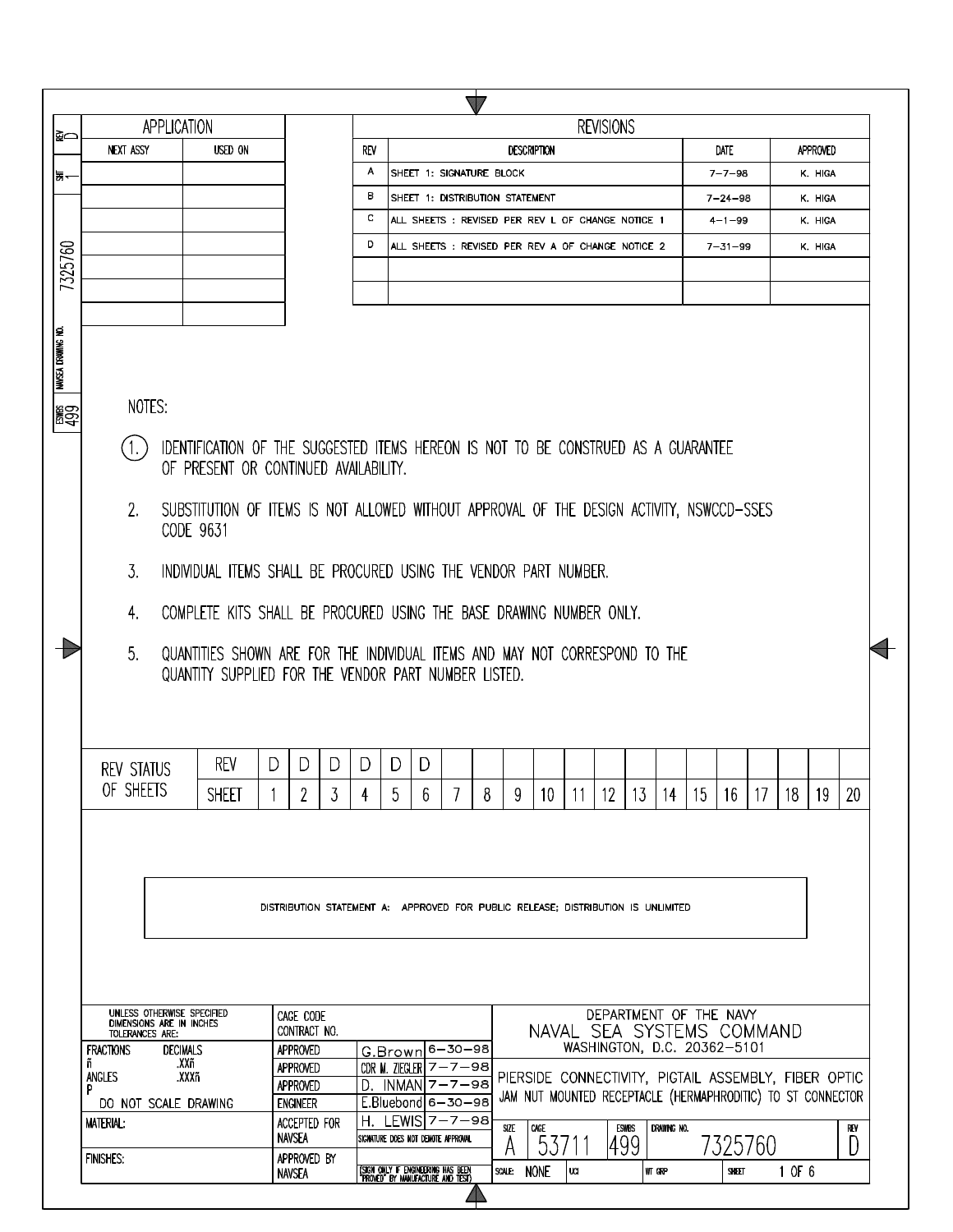| REV | SHT | NAVSEA DRAWING NO. | ESWBS |
|---|---|---|---|
| D | 1 | 7325760 | 499 |

## APPLICATION

| NEXT ASSY | USED ON |
|---|---|
| | |
| | |
| | |
| | |
| | |
| | |
| | |

## REVISIONS

| REV | DESCRIPTION | DATE | APPROVED |
|---|---|---|---|
| A | SHEET 1: SIGNATURE BLOCK | 7-7-98 | K. HIGA |
| B | SHEET 1: DISTRIBUTION STATEMENT | 7-24-98 | K. HIGA |
| C | ALL SHEETS : REVISED PER REV L OF CHANGE NOTICE 1 | 4-1-99 | K. HIGA |
| D | ALL SHEETS : REVISED PER REV A OF CHANGE NOTICE 2 | 7-31-99 | K. HIGA |
| | | | |
| | | | |

NOTES:

1. IDENTIFICATION OF THE SUGGESTED ITEMS HEREON IS NOT TO BE CONSTRUED AS A GUARANTEE OF PRESENT OR CONTINUED AVAILABILITY.

2. SUBSTITUTION OF ITEMS IS NOT ALLOWED WITHOUT APPROVAL OF THE DESIGN ACTIVITY, NSWCCD-SSES CODE 9631

3. INDIVIDUAL ITEMS SHALL BE PROCURED USING THE VENDOR PART NUMBER.

4. COMPLETE KITS SHALL BE PROCURED USING THE BASE DRAWING NUMBER ONLY.

5. QUANTITIES SHOWN ARE FOR THE INDIVIDUAL ITEMS AND MAY NOT CORRESPOND TO THE QUANTITY SUPPLIED FOR THE VENDOR PART NUMBER LISTED.

| REV STATUS OF SHEETS | REV | D | D | D | D | D | D | | | | | | | | | | | | | | |
|---|---|---|---|---|---|---|---|---|---|---|---|---|---|---|---|---|---|---|---|---|---|
| | SHEET | 1 | 2 | 3 | 4 | 5 | 6 | 7 | 8 | 9 | 10 | 11 | 12 | 13 | 14 | 15 | 16 | 17 | 18 | 19 | 20 |

DISTRIBUTION STATEMENT A: APPROVED FOR PUBLIC RELEASE; DISTRIBUTION IS UNLIMITED

| | | | |
|---|---|---|---|
| UNLESS OTHERWISE SPECIFIED DIMENSIONS ARE IN INCHES TOLERANCES ARE: FRACTIONS ñ DECIMALS .XXñ .XXXñ ANGLES P | CAGE CODE CONTRACT NO. | | |
| | APPROVED | G.Brown | 6-30-98 |
| | APPROVED | CDR M. ZIEGLER | 7-7-98 |
| | APPROVED | D. INMAN | 7-7-98 |
| DO NOT SCALE DRAWING | ENGINEER | E.Bluebond | 6-30-98 |
| MATERIAL: | ACCEPTED FOR NAVSEA | H. LEWIS | 7-7-98 |
| | | SIGNATURE DOES NOT DENOTE APPROVAL | |
| FINISHES: | APPROVED BY NAVSEA | (SIGN ONLY IF ENGINEERING HAS BEEN "PROVED" BY MANUFACTURE AND TEST) | |

DEPARTMENT OF THE NAVY
NAVAL SEA SYSTEMS COMMAND
WASHINGTON, D.C. 20362-5101

PIERSIDE CONNECTIVITY, PIGTAIL ASSEMBLY, FIBER OPTIC JAM NUT MOUNTED RECEPTACLE (HERMAPHRODITIC) TO ST CONNECTOR

| SIZE | CAGE | ESWBS | DRAWING NO. | REV |
|---|---|---|---|---|
| A | 53711 | 499 | 7325760 | D |

| SCALE | UCI | WT GRP | SHEET |
|---|---|---|---|
| NONE | | | 1 OF 6 |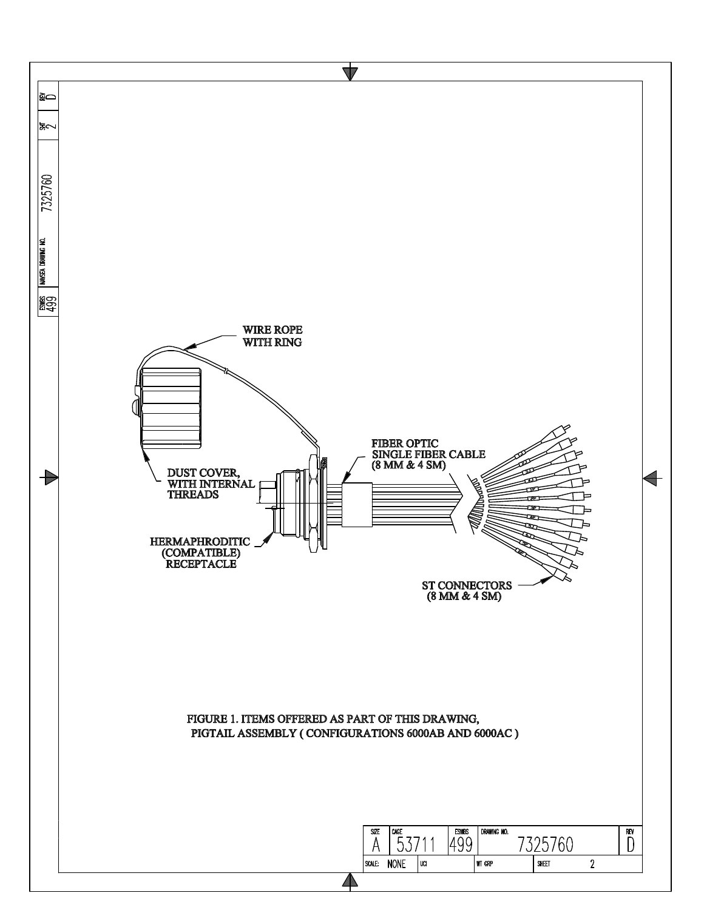WIRE ROPE WITH RING

DUST COVER, WITH INTERNAL THREADS

HERMAPHRODITIC (COMPATIBLE) RECEPTACLE

FIBER OPTIC SINGLE FIBER CABLE (8 MM & 4 SM)

ST CONNECTORS (8 MM & 4 SM)

FIGURE 1. ITEMS OFFERED AS PART OF THIS DRAWING, PIGTAIL ASSEMBLY ( CONFIGURATIONS 6000AB AND 6000AC )

| SIZE | CAGE | ESWBS | DRAWING NO. | REV |
|---|---|---|---|---|
| A | 53711 | 499 | 7325760 | D |
| SCALE: NONE | UCI | WT GRP | SHEET 2 | |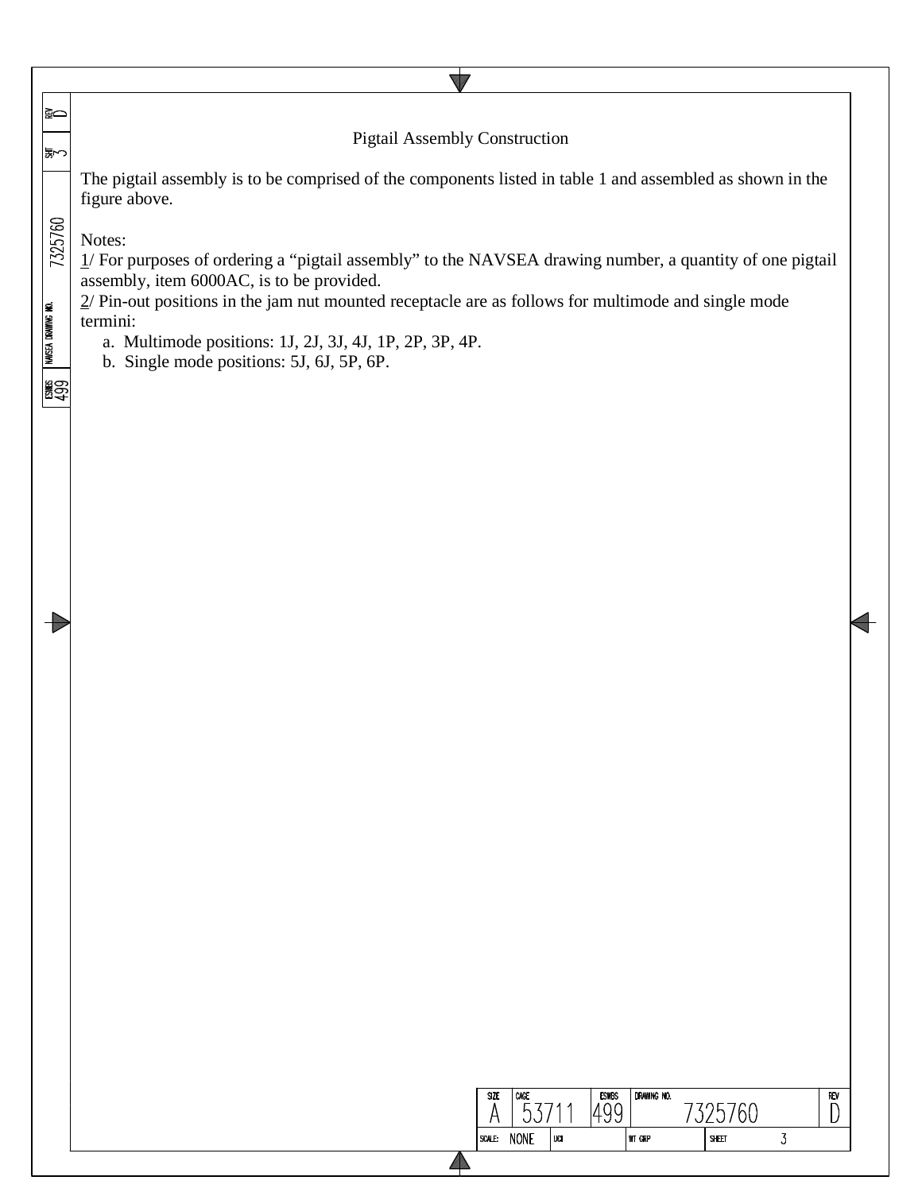## Pigtail Assembly Construction

The pigtail assembly is to be comprised of the components listed in table 1 and assembled as shown in the figure above.

Notes:

1/ For purposes of ordering a "pigtail assembly" to the NAVSEA drawing number, a quantity of one pigtail assembly, item 6000AC, is to be provided.

2/ Pin-out positions in the jam nut mounted receptacle are as follows for multimode and single mode termini:

a. Multimode positions: 1J, 2J, 3J, 4J, 1P, 2P, 3P, 4P.
b. Single mode positions: 5J, 6J, 5P, 6P.

| SIZE | CAGE | ESWBS | DRAWING NO. | REV |
|---|---|---|---|---|
| A | 53711 | 499 | 7325760 | D |
| SCALE: NONE | UCI | | WT GRP | SHEET 3 |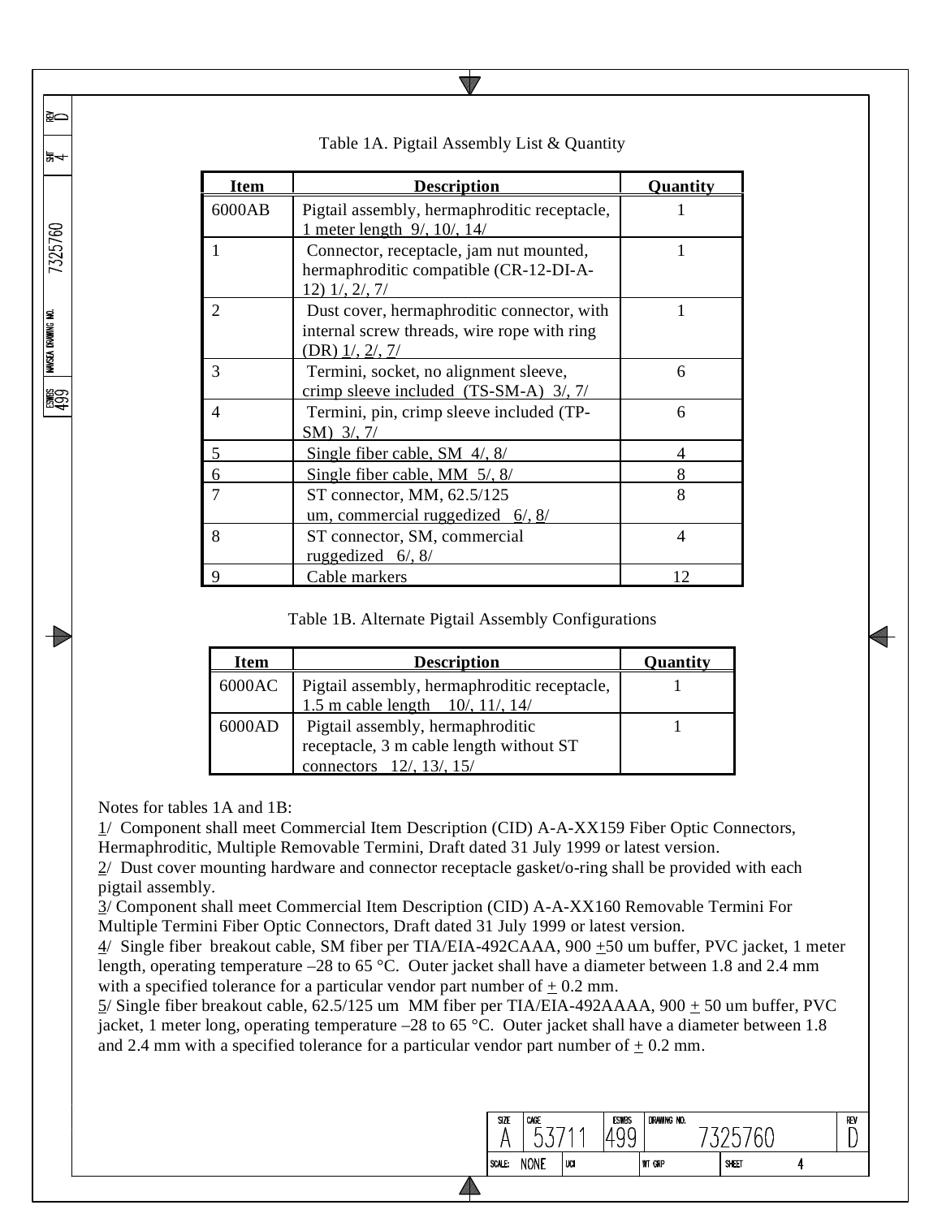Table 1A. Pigtail Assembly List & Quantity

| Item | Description | Quantity |
|---|---|---|
| 6000AB | Pigtail assembly, hermaphroditic receptacle, 1 meter length 9/, 10/, 14/ | 1 |
| 1 | Connector, receptacle, jam nut mounted, hermaphroditic compatible (CR-12-DI-A-12) 1/, 2/, 7/ | 1 |
| 2 | Dust cover, hermaphroditic connector, with internal screw threads, wire rope with ring (DR) 1/, 2/, 7/ | 1 |
| 3 | Termini, socket, no alignment sleeve, crimp sleeve included (TS-SM-A) 3/, 7/ | 6 |
| 4 | Termini, pin, crimp sleeve included (TP-SM) 3/, 7/ | 6 |
| 5 | Single fiber cable, SM 4/, 8/ | 4 |
| 6 | Single fiber cable, MM 5/, 8/ | 8 |
| 7 | ST connector, MM, 62.5/125 um, commercial ruggedized 6/, 8/ | 8 |
| 8 | ST connector, SM, commercial ruggedized 6/, 8/ | 4 |
| 9 | Cable markers | 12 |

Table 1B. Alternate Pigtail Assembly Configurations

| Item | Description | Quantity |
|---|---|---|
| 6000AC | Pigtail assembly, hermaphroditic receptacle, 1.5 m cable length 10/, 11/, 14/ | 1 |
| 6000AD | Pigtail assembly, hermaphroditic receptacle, 3 m cable length without ST connectors 12/, 13/, 15/ | 1 |

Notes for tables 1A and 1B:

1/ Component shall meet Commercial Item Description (CID) A-A-XX159 Fiber Optic Connectors, Hermaphroditic, Multiple Removable Termini, Draft dated 31 July 1999 or latest version.

2/ Dust cover mounting hardware and connector receptacle gasket/o-ring shall be provided with each pigtail assembly.

3/ Component shall meet Commercial Item Description (CID) A-A-XX160 Removable Termini For Multiple Termini Fiber Optic Connectors, Draft dated 31 July 1999 or latest version.

4/ Single fiber breakout cable, SM fiber per TIA/EIA-492CAAA, 900 ±50 um buffer, PVC jacket, 1 meter length, operating temperature –28 to 65 °C. Outer jacket shall have a diameter between 1.8 and 2.4 mm with a specified tolerance for a particular vendor part number of ± 0.2 mm.

5/ Single fiber breakout cable, 62.5/125 um MM fiber per TIA/EIA-492AAAA, 900 ± 50 um buffer, PVC jacket, 1 meter long, operating temperature –28 to 65 °C. Outer jacket shall have a diameter between 1.8 and 2.4 mm with a specified tolerance for a particular vendor part number of ± 0.2 mm.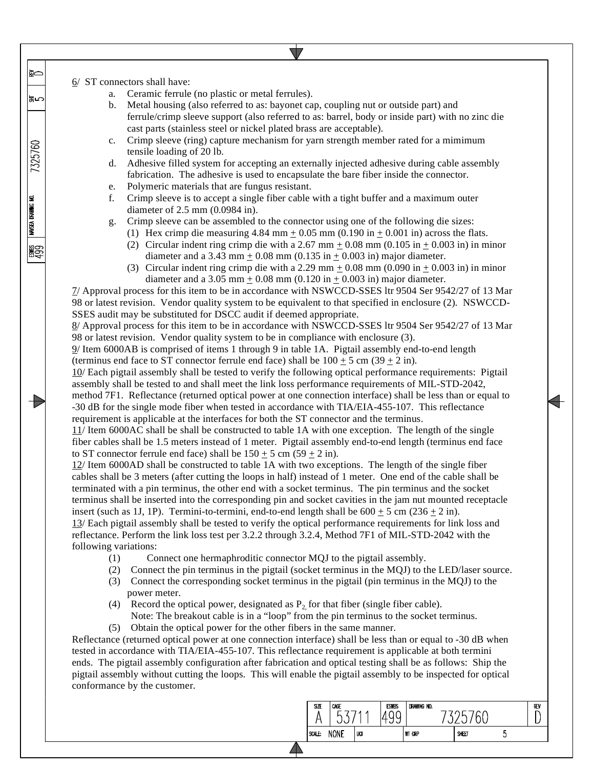6/ ST connectors shall have:

a. Ceramic ferrule (no plastic or metal ferrules).
b. Metal housing (also referred to as: bayonet cap, coupling nut or outside part) and ferrule/crimp sleeve support (also referred to as: barrel, body or inside part) with no zinc die cast parts (stainless steel or nickel plated brass are acceptable).
c. Crimp sleeve (ring) capture mechanism for yarn strength member rated for a mimimum tensile loading of 20 lb.
d. Adhesive filled system for accepting an externally injected adhesive during cable assembly fabrication. The adhesive is used to encapsulate the bare fiber inside the connector.
e. Polymeric materials that are fungus resistant.
f. Crimp sleeve is to accept a single fiber cable with a tight buffer and a maximum outer diameter of 2.5 mm (0.0984 in).
g. Crimp sleeve can be assembled to the connector using one of the following die sizes:
   (1) Hex crimp die measuring 4.84 mm ± 0.05 mm (0.190 in ± 0.001 in) across the flats.
   (2) Circular indent ring crimp die with a 2.67 mm ± 0.08 mm (0.105 in ± 0.003 in) in minor diameter and a 3.43 mm ± 0.08 mm (0.135 in ± 0.003 in) major diameter.
   (3) Circular indent ring crimp die with a 2.29 mm ± 0.08 mm (0.090 in ± 0.003 in) in minor diameter and a 3.05 mm ± 0.08 mm (0.120 in ± 0.003 in) major diameter.

7/ Approval process for this item to be in accordance with NSWCCD-SSES ltr 9504 Ser 9542/27 of 13 Mar 98 or latest revision. Vendor quality system to be equivalent to that specified in enclosure (2). NSWCCD-SSES audit may be substituted for DSCC audit if deemed appropriate.

8/ Approval process for this item to be in accordance with NSWCCD-SSES ltr 9504 Ser 9542/27 of 13 Mar 98 or latest revision. Vendor quality system to be in compliance with enclosure (3).

9/ Item 6000AB is comprised of items 1 through 9 in table 1A. Pigtail assembly end-to-end length (terminus end face to ST connector ferrule end face) shall be 100 ± 5 cm (39 ± 2 in).

10/ Each pigtail assembly shall be tested to verify the following optical performance requirements: Pigtail assembly shall be tested to and shall meet the link loss performance requirements of MIL-STD-2042, method 7F1. Reflectance (returned optical power at one connection interface) shall be less than or equal to -30 dB for the single mode fiber when tested in accordance with TIA/EIA-455-107. This reflectance requirement is applicable at the interfaces for both the ST connector and the terminus.

11/ Item 6000AC shall be shall be constructed to table 1A with one exception. The length of the single fiber cables shall be 1.5 meters instead of 1 meter. Pigtail assembly end-to-end length (terminus end face to ST connector ferrule end face) shall be 150 ± 5 cm (59 ± 2 in).

12/ Item 6000AD shall be constructed to table 1A with two exceptions. The length of the single fiber cables shall be 3 meters (after cutting the loops in half) instead of 1 meter. One end of the cable shall be terminated with a pin terminus, the other end with a socket terminus. The pin terminus and the socket terminus shall be inserted into the corresponding pin and socket cavities in the jam nut mounted receptacle insert (such as 1J, 1P). Termini-to-termini, end-to-end length shall be 600 ± 5 cm (236 ± 2 in).

13/ Each pigtail assembly shall be tested to verify the optical performance requirements for link loss and reflectance. Perform the link loss test per 3.2.2 through 3.2.4, Method 7F1 of MIL-STD-2042 with the following variations:

(1) Connect one hermaphroditic connector MQJ to the pigtail assembly.
(2) Connect the pin terminus in the pigtail (socket terminus in the MQJ) to the LED/laser source.
(3) Connect the corresponding socket terminus in the pigtail (pin terminus in the MQJ) to the power meter.
(4) Record the optical power, designated as $P_2$, for that fiber (single fiber cable).
    Note: The breakout cable is in a "loop" from the pin terminus to the socket terminus.
(5) Obtain the optical power for the other fibers in the same manner.

Reflectance (returned optical power at one connection interface) shall be less than or equal to -30 dB when tested in accordance with TIA/EIA-455-107. This reflectance requirement is applicable at both termini ends. The pigtail assembly configuration after fabrication and optical testing shall be as follows: Ship the pigtail assembly without cutting the loops. This will enable the pigtail assembly to be inspected for optical conformance by the customer.

| SIZE | CAGE | ESWBS | DRAWING NO. | REV |
|---|---|---|---|---|
| A | 53711 | 499 | 7325760 | D |
| SCALE: NONE | UCI | | WT GRP | SHEET 5 |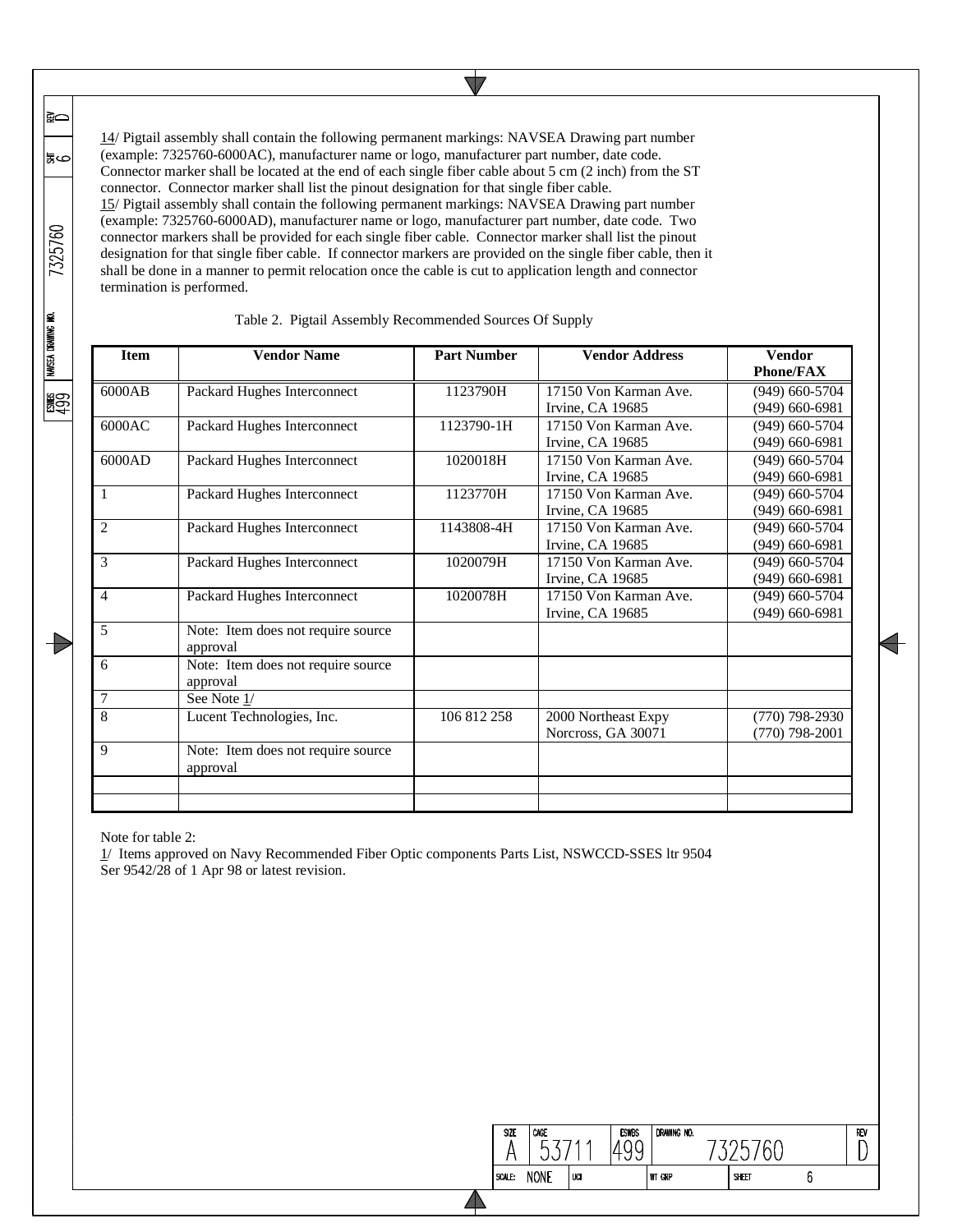14/ Pigtail assembly shall contain the following permanent markings: NAVSEA Drawing part number (example: 7325760-6000AC), manufacturer name or logo, manufacturer part number, date code. Connector marker shall be located at the end of each single fiber cable about 5 cm (2 inch) from the ST connector. Connector marker shall list the pinout designation for that single fiber cable.
15/ Pigtail assembly shall contain the following permanent markings: NAVSEA Drawing part number (example: 7325760-6000AD), manufacturer name or logo, manufacturer part number, date code. Two connector markers shall be provided for each single fiber cable. Connector marker shall list the pinout designation for that single fiber cable. If connector markers are provided on the single fiber cable, then it shall be done in a manner to permit relocation once the cable is cut to application length and connector termination is performed.

Table 2. Pigtail Assembly Recommended Sources Of Supply

| Item | Vendor Name | Part Number | Vendor Address | Vendor Phone/FAX |
|---|---|---|---|---|
| 6000AB | Packard Hughes Interconnect | 1123790H | 17150 Von Karman Ave. Irvine, CA 19685 | (949) 660-5704 (949) 660-6981 |
| 6000AC | Packard Hughes Interconnect | 1123790-1H | 17150 Von Karman Ave. Irvine, CA 19685 | (949) 660-5704 (949) 660-6981 |
| 6000AD | Packard Hughes Interconnect | 1020018H | 17150 Von Karman Ave. Irvine, CA 19685 | (949) 660-5704 (949) 660-6981 |
| 1 | Packard Hughes Interconnect | 1123770H | 17150 Von Karman Ave. Irvine, CA 19685 | (949) 660-5704 (949) 660-6981 |
| 2 | Packard Hughes Interconnect | 1143808-4H | 17150 Von Karman Ave. Irvine, CA 19685 | (949) 660-5704 (949) 660-6981 |
| 3 | Packard Hughes Interconnect | 1020079H | 17150 Von Karman Ave. Irvine, CA 19685 | (949) 660-5704 (949) 660-6981 |
| 4 | Packard Hughes Interconnect | 1020078H | 17150 Von Karman Ave. Irvine, CA 19685 | (949) 660-5704 (949) 660-6981 |
| 5 | Note: Item does not require source approval | | | |
| 6 | Note: Item does not require source approval | | | |
| 7 | See Note 1/ | | | |
| 8 | Lucent Technologies, Inc. | 106 812 258 | 2000 Northeast Expy Norcross, GA 30071 | (770) 798-2930 (770) 798-2001 |
| 9 | Note: Item does not require source approval | | | |
| | | | | |
| | | | | |

Note for table 2:
1/ Items approved on Navy Recommended Fiber Optic components Parts List, NSWCCD-SSES ltr 9504 Ser 9542/28 of 1 Apr 98 or latest revision.

| SIZE | CAGE | ESWBS | DRAWING NO. | REV |
|---|---|---|---|---|
| A | 53711 | 499 | 7325760 | D |
| SCALE: NONE | UCI | | WT GRP | SHEET 6 |